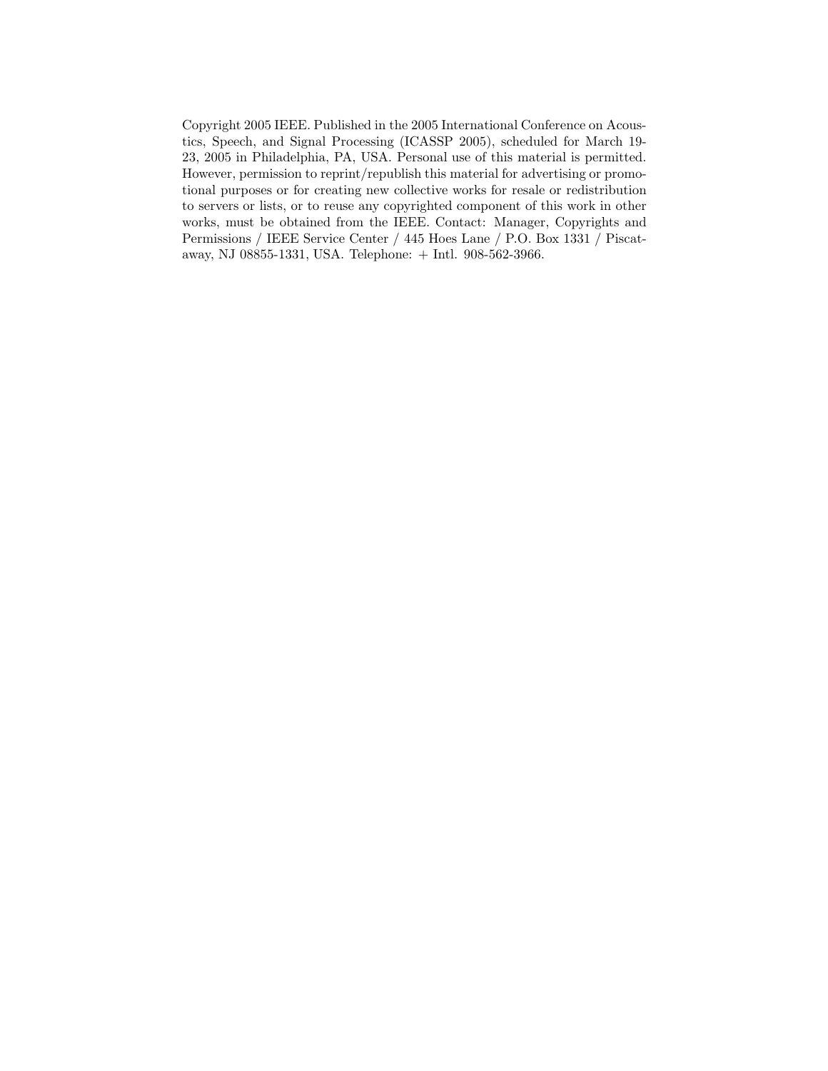Copyright 2005 IEEE. Published in the 2005 International Conference on Acoustics, Speech, and Signal Processing (ICASSP 2005), scheduled for March 19-23, 2005 in Philadelphia, PA, USA. Personal use of this material is permitted. However, permission to reprint/republish this material for advertising or promotional purposes or for creating new collective works for resale or redistribution to servers or lists, or to reuse any copyrighted component of this work in other works, must be obtained from the IEEE. Contact: Manager, Copyrights and Permissions / IEEE Service Center / 445 Hoes Lane / P.O. Box 1331 / Piscataway, NJ 08855-1331, USA. Telephone: + Intl. 908-562-3966.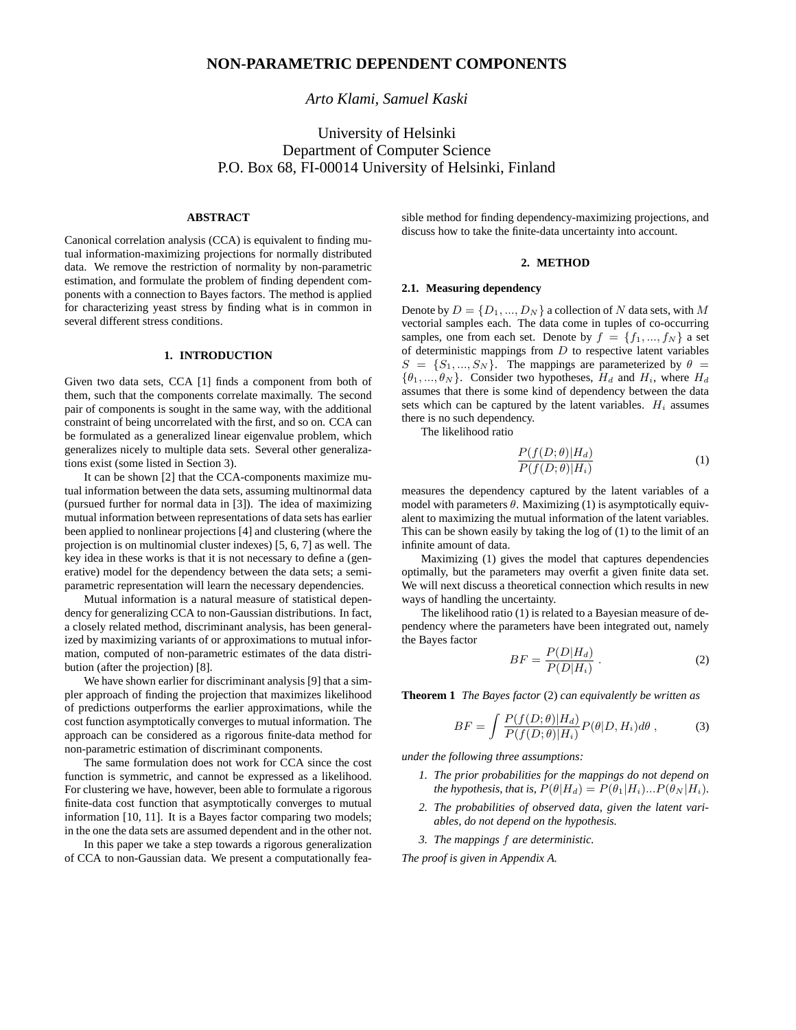# NON-PARAMETRIC DEPENDENT COMPONENTS

*Arto Klami, Samuel Kaski*

University of Helsinki
Department of Computer Science
P.O. Box 68, FI-00014 University of Helsinki, Finland

## ABSTRACT

Canonical correlation analysis (CCA) is equivalent to finding mutual information-maximizing projections for normally distributed data. We remove the restriction of normality by non-parametric estimation, and formulate the problem of finding dependent components with a connection to Bayes factors. The method is applied for characterizing yeast stress by finding what is in common in several different stress conditions.

## 1. INTRODUCTION

Given two data sets, CCA [1] finds a component from both of them, such that the components correlate maximally. The second pair of components is sought in the same way, with the additional constraint of being uncorrelated with the first, and so on. CCA can be formulated as a generalized linear eigenvalue problem, which generalizes nicely to multiple data sets. Several other generalizations exist (some listed in Section 3).

It can be shown [2] that the CCA-components maximize mutual information between the data sets, assuming multinormal data (pursued further for normal data in [3]). The idea of maximizing mutual information between representations of data sets has earlier been applied to nonlinear projections [4] and clustering (where the projection is on multinomial cluster indexes) [5, 6, 7] as well. The key idea in these works is that it is not necessary to define a (generative) model for the dependency between the data sets; a semi-parametric representation will learn the necessary dependencies.

Mutual information is a natural measure of statistical dependency for generalizing CCA to non-Gaussian distributions. In fact, a closely related method, discriminant analysis, has been generalized by maximizing variants of or approximations to mutual information, computed of non-parametric estimates of the data distribution (after the projection) [8].

We have shown earlier for discriminant analysis [9] that a simpler approach of finding the projection that maximizes likelihood of predictions outperforms the earlier approximations, while the cost function asymptotically converges to mutual information. The approach can be considered as a rigorous finite-data method for non-parametric estimation of discriminant components.

The same formulation does not work for CCA since the cost function is symmetric, and cannot be expressed as a likelihood. For clustering we have, however, been able to formulate a rigorous finite-data cost function that asymptotically converges to mutual information [10, 11]. It is a Bayes factor comparing two models; in the one the data sets are assumed dependent and in the other not.

In this paper we take a step towards a rigorous generalization of CCA to non-Gaussian data. We present a computationally feasible method for finding dependency-maximizing projections, and discuss how to take the finite-data uncertainty into account.

## 2. METHOD

### 2.1. Measuring dependency

Denote by $D = \{D_1, ..., D_N\}$ a collection of $N$ data sets, with $M$ vectorial samples each. The data come in tuples of co-occurring samples, one from each set. Denote by $f = \{f_1, ..., f_N\}$ a set of deterministic mappings from $D$ to respective latent variables $S = \{S_1, ..., S_N\}$. The mappings are parameterized by $\theta = \{\theta_1, ..., \theta_N\}$. Consider two hypotheses, $H_d$ and $H_i$, where $H_d$ assumes that there is some kind of dependency between the data sets which can be captured by the latent variables. $H_i$ assumes there is no such dependency.

The likelihood ratio

$$\frac{P(f(D;\theta)|H_d)}{P(f(D;\theta)|H_i)} \tag{1}$$

measures the dependency captured by the latent variables of a model with parameters $\theta$. Maximizing (1) is asymptotically equivalent to maximizing the mutual information of the latent variables. This can be shown easily by taking the log of (1) to the limit of an infinite amount of data.

Maximizing (1) gives the model that captures dependencies optimally, but the parameters may overfit a given finite data set. We will next discuss a theoretical connection which results in new ways of handling the uncertainty.

The likelihood ratio (1) is related to a Bayesian measure of dependency where the parameters have been integrated out, namely the Bayes factor

$$BF = \frac{P(D|H_d)}{P(D|H_i)} \ . \tag{2}$$

**Theorem 1** *The Bayes factor* (2) *can equivalently be written as*

$$BF = \int \frac{P(f(D;\theta)|H_d)}{P(f(D;\theta)|H_i)} P(\theta|D, H_i) d\theta \ , \tag{3}$$

*under the following three assumptions:*

1. *The prior probabilities for the mappings do not depend on the hypothesis, that is,* $P(\theta|H_d) = P(\theta_1|H_i)...P(\theta_N|H_i)$.
2. *The probabilities of observed data, given the latent variables, do not depend on the hypothesis.*
3. *The mappings* $f$ *are deterministic.*

*The proof is given in Appendix A.*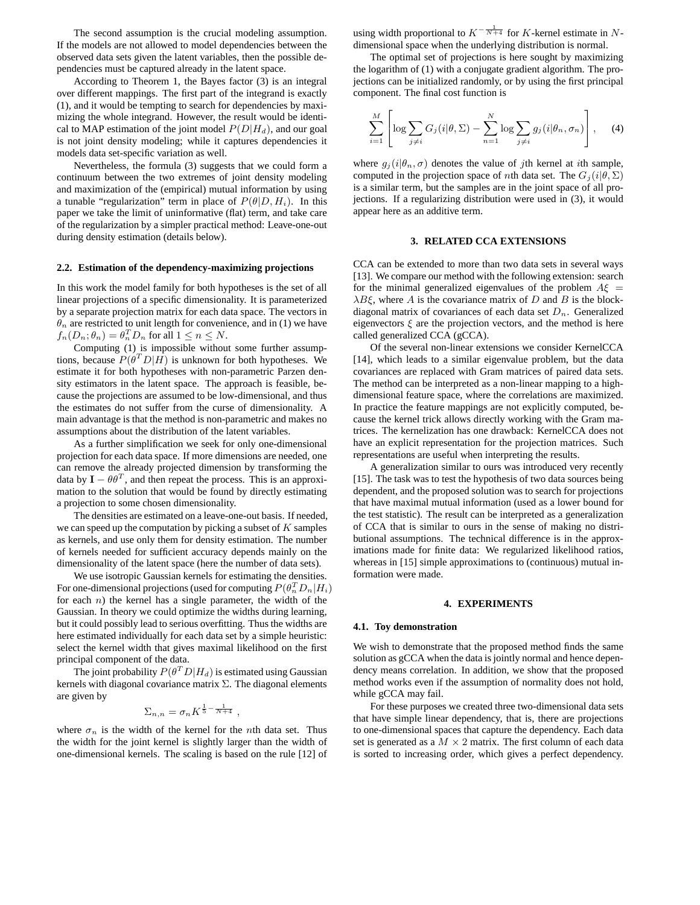The second assumption is the crucial modeling assumption. If the models are not allowed to model dependencies between the observed data sets given the latent variables, then the possible dependencies must be captured already in the latent space.

According to Theorem 1, the Bayes factor (3) is an integral over different mappings. The first part of the integrand is exactly (1), and it would be tempting to search for dependencies by maximizing the whole integrand. However, the result would be identical to MAP estimation of the joint model $P(D|H_d)$, and our goal is not joint density modeling; while it captures dependencies it models data set-specific variation as well.

Nevertheless, the formula (3) suggests that we could form a continuum between the two extremes of joint density modeling and maximization of the (empirical) mutual information by using a tunable "regularization" term in place of $P(\theta|D, H_i)$. In this paper we take the limit of uninformative (flat) term, and take care of the regularization by a simpler practical method: Leave-one-out during density estimation (details below).

### 2.2. Estimation of the dependency-maximizing projections

In this work the model family for both hypotheses is the set of all linear projections of a specific dimensionality. It is parameterized by a separate projection matrix for each data space. The vectors in $\theta_n$ are restricted to unit length for convenience, and in (1) we have $f_n(D_n; \theta_n) = \theta_n^T D_n$ for all $1 \leq n \leq N$.

Computing (1) is impossible without some further assumptions, because $P(\theta^T D|H)$ is unknown for both hypotheses. We estimate it for both hypotheses with non-parametric Parzen density estimators in the latent space. The approach is feasible, because the projections are assumed to be low-dimensional, and thus the estimates do not suffer from the curse of dimensionality. A main advantage is that the method is non-parametric and makes no assumptions about the distribution of the latent variables.

As a further simplification we seek for only one-dimensional projection for each data space. If more dimensions are needed, one can remove the already projected dimension by transforming the data by $\mathbf{I} - \theta\theta^T$, and then repeat the process. This is an approximation to the solution that would be found by directly estimating a projection to some chosen dimensionality.

The densities are estimated on a leave-one-out basis. If needed, we can speed up the computation by picking a subset of $K$ samples as kernels, and use only them for density estimation. The number of kernels needed for sufficient accuracy depends mainly on the dimensionality of the latent space (here the number of data sets).

We use isotropic Gaussian kernels for estimating the densities. For one-dimensional projections (used for computing $P(\theta_n^T D_n|H_i)$ for each $n$) the kernel has a single parameter, the width of the Gaussian. In theory we could optimize the widths during learning, but it could possibly lead to serious overfitting. Thus the widths are here estimated individually for each data set by a simple heuristic: select the kernel width that gives maximal likelihood on the first principal component of the data.

The joint probability $P(\theta^T D|H_d)$ is estimated using Gaussian kernels with diagonal covariance matrix $\Sigma$. The diagonal elements are given by

$$\Sigma_{n,n} = \sigma_n K^{\frac{1}{5} - \frac{1}{N+4}} ,$$

where $\sigma_n$ is the width of the kernel for the $n$th data set. Thus the width for the joint kernel is slightly larger than the width of one-dimensional kernels. The scaling is based on the rule [12] of using width proportional to $K^{-\frac{1}{N+4}}$ for $K$-kernel estimate in $N$-dimensional space when the underlying distribution is normal.

The optimal set of projections is here sought by maximizing the logarithm of (1) with a conjugate gradient algorithm. The projections can be initialized randomly, or by using the first principal component. The final cost function is

$$\sum_{i=1}^{M} \left[ \log \sum_{j \neq i} G_j(i|\theta, \Sigma) - \sum_{n=1}^{N} \log \sum_{j \neq i} g_j(i|\theta_n, \sigma_n) \right] , \quad (4)$$

where $g_j(i|\theta_n, \sigma)$ denotes the value of $j$th kernel at $i$th sample, computed in the projection space of $n$th data set. The $G_j(i|\theta, \Sigma)$ is a similar term, but the samples are in the joint space of all projections. If a regularizing distribution were used in (3), it would appear here as an additive term.

## 3. RELATED CCA EXTENSIONS

CCA can be extended to more than two data sets in several ways [13]. We compare our method with the following extension: search for the minimal generalized eigenvalues of the problem $A\xi = \lambda B\xi$, where $A$ is the covariance matrix of $D$ and $B$ is the block-diagonal matrix of covariances of each data set $D_n$. Generalized eigenvectors $\xi$ are the projection vectors, and the method is here called generalized CCA (gCCA).

Of the several non-linear extensions we consider KernelCCA [14], which leads to a similar eigenvalue problem, but the data covariances are replaced with Gram matrices of paired data sets. The method can be interpreted as a non-linear mapping to a high-dimensional feature space, where the correlations are maximized. In practice the feature mappings are not explicitly computed, because the kernel trick allows directly working with the Gram matrices. The kernelization has one drawback: KernelCCA does not have an explicit representation for the projection matrices. Such representations are useful when interpreting the results.

A generalization similar to ours was introduced very recently [15]. The task was to test the hypothesis of two data sources being dependent, and the proposed solution was to search for projections that have maximal mutual information (used as a lower bound for the test statistic). The result can be interpreted as a generalization of CCA that is similar to ours in the sense of making no distributional assumptions. The technical difference is in the approximations made for finite data: We regularized likelihood ratios, whereas in [15] simple approximations to (continuous) mutual information were made.

## 4. EXPERIMENTS

### 4.1. Toy demonstration

We wish to demonstrate that the proposed method finds the same solution as gCCA when the data is jointly normal and hence dependency means correlation. In addition, we show that the proposed method works even if the assumption of normality does not hold, while gCCA may fail.

For these purposes we created three two-dimensional data sets that have simple linear dependency, that is, there are projections to one-dimensional spaces that capture the dependency. Each data set is generated as a $M \times 2$ matrix. The first column of each data is sorted to increasing order, which gives a perfect dependency.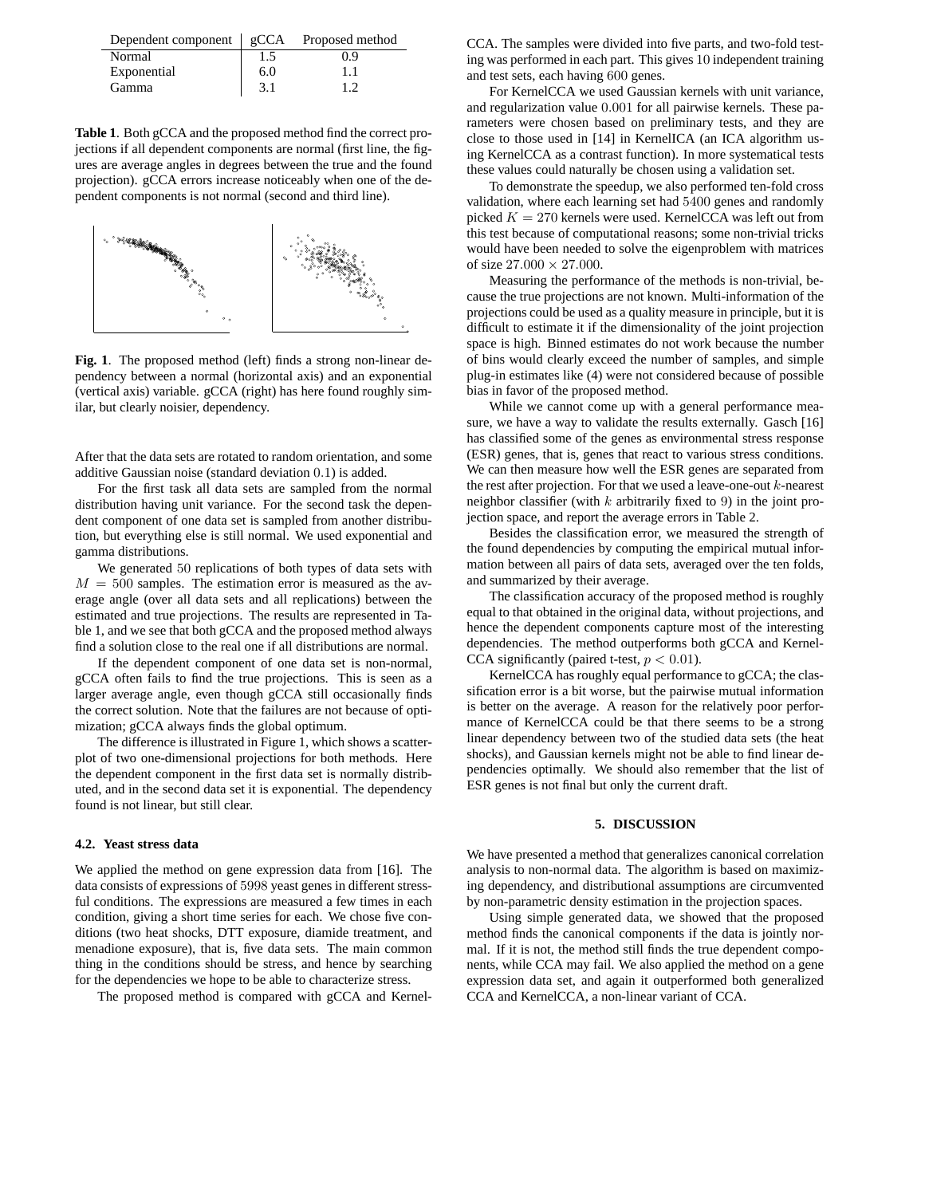| Dependent component | gCCA | Proposed method |
|---|---|---|
| Normal | 1.5 | 0.9 |
| Exponential | 6.0 | 1.1 |
| Gamma | 3.1 | 1.2 |

**Table 1**. Both gCCA and the proposed method find the correct projections if all dependent components are normal (first line, the figures are average angles in degrees between the true and the found projection). gCCA errors increase noticeably when one of the dependent components is not normal (second and third line).

**Fig. 1**. The proposed method (left) finds a strong non-linear dependency between a normal (horizontal axis) and an exponential (vertical axis) variable. gCCA (right) has here found roughly similar, but clearly noisier, dependency.

After that the data sets are rotated to random orientation, and some additive Gaussian noise (standard deviation $0.1$) is added.

For the first task all data sets are sampled from the normal distribution having unit variance. For the second task the dependent component of one data set is sampled from another distribution, but everything else is still normal. We used exponential and gamma distributions.

We generated $50$ replications of both types of data sets with $M = 500$ samples. The estimation error is measured as the average angle (over all data sets and all replications) between the estimated and true projections. The results are represented in Table 1, and we see that both gCCA and the proposed method always find a solution close to the real one if all distributions are normal.

If the dependent component of one data set is non-normal, gCCA often fails to find the true projections. This is seen as a larger average angle, even though gCCA still occasionally finds the correct solution. Note that the failures are not because of optimization; gCCA always finds the global optimum.

The difference is illustrated in Figure 1, which shows a scatterplot of two one-dimensional projections for both methods. Here the dependent component in the first data set is normally distributed, and in the second data set it is exponential. The dependency found is not linear, but still clear.

### 4.2. Yeast stress data

We applied the method on gene expression data from [16]. The data consists of expressions of $5998$ yeast genes in different stressful conditions. The expressions are measured a few times in each condition, giving a short time series for each. We chose five conditions (two heat shocks, DTT exposure, diamide treatment, and menadione exposure), that is, five data sets. The main common thing in the conditions should be stress, and hence by searching for the dependencies we hope to be able to characterize stress.

The proposed method is compared with gCCA and KernelCCA. The samples were divided into five parts, and two-fold testing was performed in each part. This gives $10$ independent training and test sets, each having $600$ genes.

For KernelCCA we used Gaussian kernels with unit variance, and regularization value $0.001$ for all pairwise kernels. These parameters were chosen based on preliminary tests, and they are close to those used in [14] in KernelICA (an ICA algorithm using KernelCCA as a contrast function). In more systematical tests these values could naturally be chosen using a validation set.

To demonstrate the speedup, we also performed ten-fold cross validation, where each learning set had $5400$ genes and randomly picked $K = 270$ kernels were used. KernelCCA was left out from this test because of computational reasons; some non-trivial tricks would have been needed to solve the eigenproblem with matrices of size $27.000 \times 27.000$.

Measuring the performance of the methods is non-trivial, because the true projections are not known. Multi-information of the projections could be used as a quality measure in principle, but it is difficult to estimate it if the dimensionality of the joint projection space is high. Binned estimates do not work because the number of bins would clearly exceed the number of samples, and simple plug-in estimates like (4) were not considered because of possible bias in favor of the proposed method.

While we cannot come up with a general performance measure, we have a way to validate the results externally. Gasch [16] has classified some of the genes as environmental stress response (ESR) genes, that is, genes that react to various stress conditions. We can then measure how well the ESR genes are separated from the rest after projection. For that we used a leave-one-out $k$-nearest neighbor classifier (with $k$ arbitrarily fixed to $9$) in the joint projection space, and report the average errors in Table 2.

Besides the classification error, we measured the strength of the found dependencies by computing the empirical mutual information between all pairs of data sets, averaged over the ten folds, and summarized by their average.

The classification accuracy of the proposed method is roughly equal to that obtained in the original data, without projections, and hence the dependent components capture most of the interesting dependencies. The method outperforms both gCCA and KernelCCA significantly (paired t-test, $p < 0.01$).

KernelCCA has roughly equal performance to gCCA; the classification error is a bit worse, but the pairwise mutual information is better on the average. A reason for the relatively poor performance of KernelCCA could be that there seems to be a strong linear dependency between two of the studied data sets (the heat shocks), and Gaussian kernels might not be able to find linear dependencies optimally. We should also remember that the list of ESR genes is not final but only the current draft.

## 5. DISCUSSION

We have presented a method that generalizes canonical correlation analysis to non-normal data. The algorithm is based on maximizing dependency, and distributional assumptions are circumvented by non-parametric density estimation in the projection spaces.

Using simple generated data, we showed that the proposed method finds the canonical components if the data is jointly normal. If it is not, the method still finds the true dependent components, while CCA may fail. We also applied the method on a gene expression data set, and again it outperformed both generalized CCA and KernelCCA, a non-linear variant of CCA.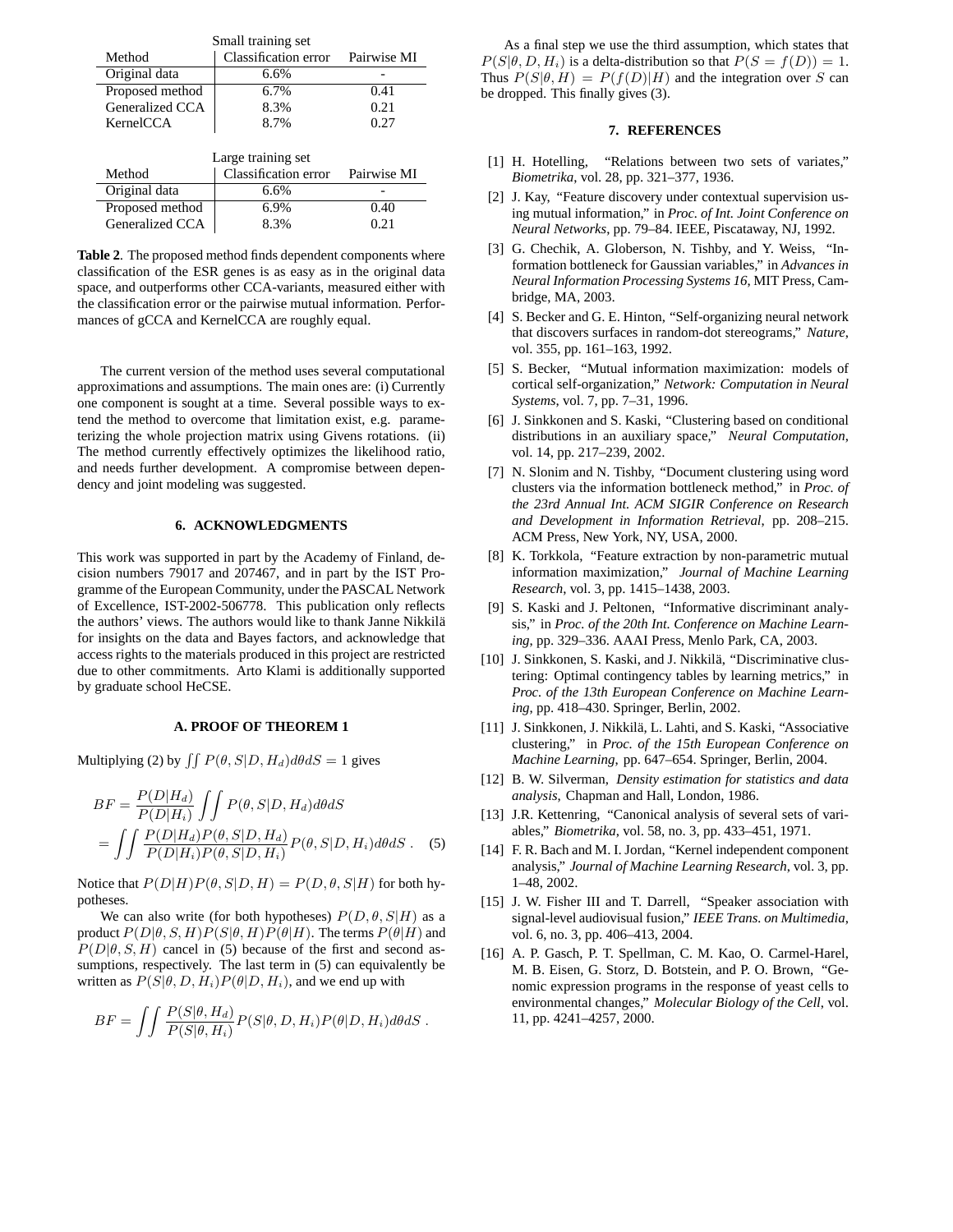Small training set

| Method | Classification error | Pairwise MI |
|---|---|---|
| Original data | 6.6% | - |
| Proposed method | 6.7% | 0.41 |
| Generalized CCA | 8.3% | 0.21 |
| KernelCCA | 8.7% | 0.27 |

Large training set

| Method | Classification error | Pairwise MI |
|---|---|---|
| Original data | 6.6% | - |
| Proposed method | 6.9% | 0.40 |
| Generalized CCA | 8.3% | 0.21 |

**Table 2**. The proposed method finds dependent components where classification of the ESR genes is as easy as in the original data space, and outperforms other CCA-variants, measured either with the classification error or the pairwise mutual information. Performances of gCCA and KernelCCA are roughly equal.

The current version of the method uses several computational approximations and assumptions. The main ones are: (i) Currently one component is sought at a time. Several possible ways to extend the method to overcome that limitation exist, e.g. parameterizing the whole projection matrix using Givens rotations. (ii) The method currently effectively optimizes the likelihood ratio, and needs further development. A compromise between dependency and joint modeling was suggested.

## 6. ACKNOWLEDGMENTS

This work was supported in part by the Academy of Finland, decision numbers 79017 and 207467, and in part by the IST Programme of the European Community, under the PASCAL Network of Excellence, IST-2002-506778. This publication only reflects the authors' views. The authors would like to thank Janne Nikkilä for insights on the data and Bayes factors, and acknowledge that access rights to the materials produced in this project are restricted due to other commitments. Arto Klami is additionally supported by graduate school HeCSE.

## A. PROOF OF THEOREM 1

Multiplying (2) by $\iint P(\theta, S|D, H_d) d\theta dS = 1$ gives

$$BF = \frac{P(D|H_d)}{P(D|H_i)} \iint P(\theta, S|D, H_d) d\theta dS$$

$$= \iint \frac{P(D|H_d)P(\theta, S|D, H_d)}{P(D|H_i)P(\theta, S|D, H_i)} P(\theta, S|D, H_i) d\theta dS \ . \quad (5)$$

Notice that $P(D|H)P(\theta, S|D, H) = P(D, \theta, S|H)$ for both hypotheses.

We can also write (for both hypotheses) $P(D, \theta, S|H)$ as a product $P(D|\theta, S, H)P(S|\theta, H)P(\theta|H)$. The terms $P(\theta|H)$ and $P(D|\theta, S, H)$ cancel in (5) because of the first and second assumptions, respectively. The last term in (5) can equivalently be written as $P(S|\theta, D, H_i)P(\theta|D, H_i)$, and we end up with

$$BF = \iint \frac{P(S|\theta, H_d)}{P(S|\theta, H_i)} P(S|\theta, D, H_i)P(\theta|D, H_i) d\theta dS \ .$$

As a final step we use the third assumption, which states that $P(S|\theta, D, H_i)$ is a delta-distribution so that $P(S = f(D)) = 1$. Thus $P(S|\theta, H) = P(f(D)|H)$ and the integration over $S$ can be dropped. This finally gives (3).

## 7. REFERENCES

[1] H. Hotelling, "Relations between two sets of variates," *Biometrika*, vol. 28, pp. 321–377, 1936.

[2] J. Kay, "Feature discovery under contextual supervision using mutual information," in *Proc. of Int. Joint Conference on Neural Networks*, pp. 79–84. IEEE, Piscataway, NJ, 1992.

[3] G. Chechik, A. Globerson, N. Tishby, and Y. Weiss, "Information bottleneck for Gaussian variables," in *Advances in Neural Information Processing Systems 16*, MIT Press, Cambridge, MA, 2003.

[4] S. Becker and G. E. Hinton, "Self-organizing neural network that discovers surfaces in random-dot stereograms," *Nature*, vol. 355, pp. 161–163, 1992.

[5] S. Becker, "Mutual information maximization: models of cortical self-organization," *Network: Computation in Neural Systems*, vol. 7, pp. 7–31, 1996.

[6] J. Sinkkonen and S. Kaski, "Clustering based on conditional distributions in an auxiliary space," *Neural Computation*, vol. 14, pp. 217–239, 2002.

[7] N. Slonim and N. Tishby, "Document clustering using word clusters via the information bottleneck method," in *Proc. of the 23rd Annual Int. ACM SIGIR Conference on Research and Development in Information Retrieval*, pp. 208–215. ACM Press, New York, NY, USA, 2000.

[8] K. Torkkola, "Feature extraction by non-parametric mutual information maximization," *Journal of Machine Learning Research*, vol. 3, pp. 1415–1438, 2003.

[9] S. Kaski and J. Peltonen, "Informative discriminant analysis," in *Proc. of the 20th Int. Conference on Machine Learning*, pp. 329–336. AAAI Press, Menlo Park, CA, 2003.

[10] J. Sinkkonen, S. Kaski, and J. Nikkilä, "Discriminative clustering: Optimal contingency tables by learning metrics," in *Proc. of the 13th European Conference on Machine Learning*, pp. 418–430. Springer, Berlin, 2002.

[11] J. Sinkkonen, J. Nikkilä, L. Lahti, and S. Kaski, "Associative clustering," in *Proc. of the 15th European Conference on Machine Learning*, pp. 647–654. Springer, Berlin, 2004.

[12] B. W. Silverman, *Density estimation for statistics and data analysis*, Chapman and Hall, London, 1986.

[13] J.R. Kettenring, "Canonical analysis of several sets of variables," *Biometrika*, vol. 58, no. 3, pp. 433–451, 1971.

[14] F. R. Bach and M. I. Jordan, "Kernel independent component analysis," *Journal of Machine Learning Research*, vol. 3, pp. 1–48, 2002.

[15] J. W. Fisher III and T. Darrell, "Speaker association with signal-level audiovisual fusion," *IEEE Trans. on Multimedia*, vol. 6, no. 3, pp. 406–413, 2004.

[16] A. P. Gasch, P. T. Spellman, C. M. Kao, O. Carmel-Harel, M. B. Eisen, G. Storz, D. Botstein, and P. O. Brown, "Genomic expression programs in the response of yeast cells to environmental changes," *Molecular Biology of the Cell*, vol. 11, pp. 4241–4257, 2000.